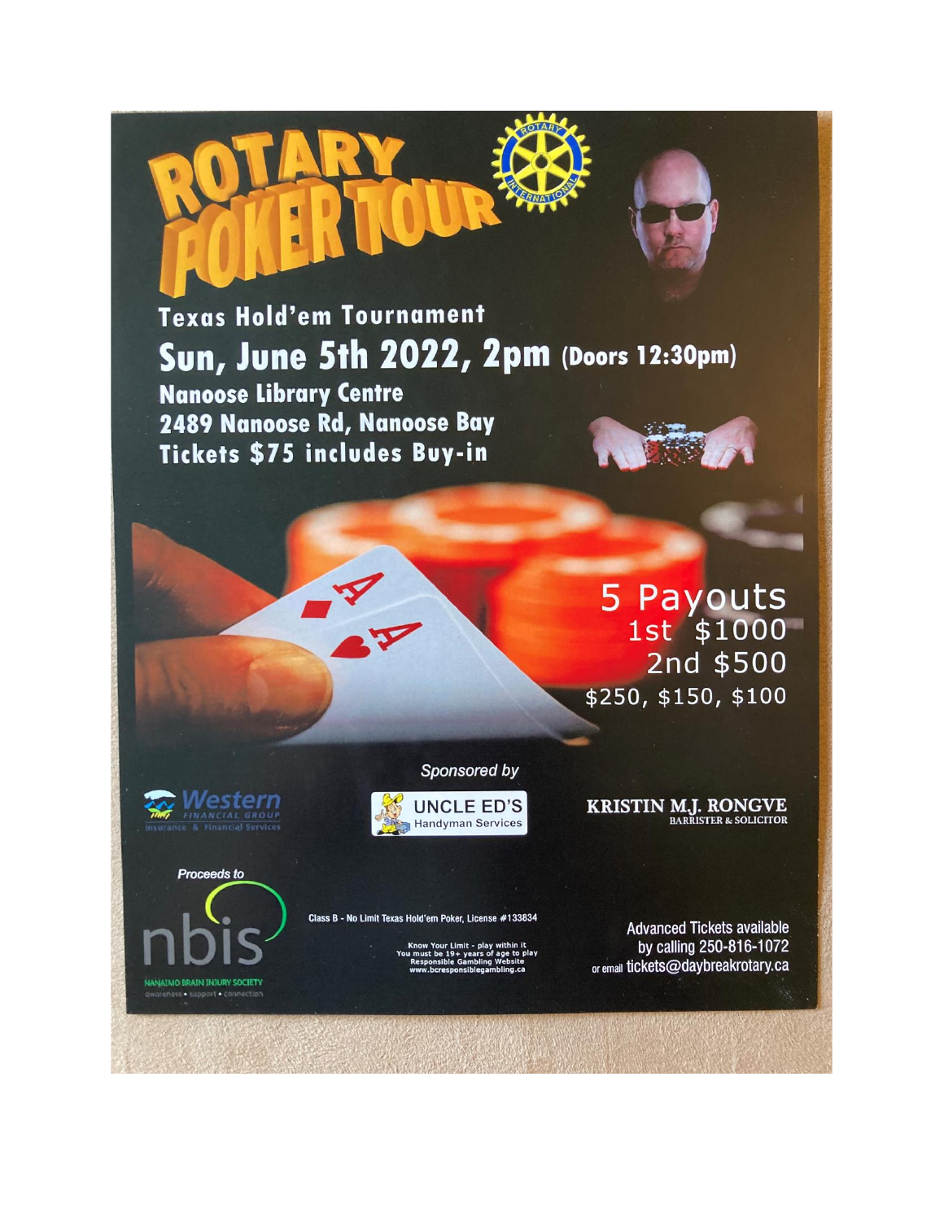# ROTARY POKER TOUR

**Texas Hold'em Tournament**

## Sun, June 5th 2022, 2pm (Doors 12:30pm)

**Nanoose Library Centre**
**2489 Nanoose Rd, Nanoose Bay**
**Tickets $75 includes Buy-in**

**5 Payouts**
1st $1000
2nd $500
$250, $150, $100

*Sponsored by*

Western Financial Group – Insurance & Financial Services

UNCLE ED'S Handyman Services

KRISTIN M.J. RONGVE – BARRISTER & SOLICITOR

*Proceeds to*

nbis – NANAIMO BRAIN INJURY SOCIETY – awareness • support • connection

Class B - No Limit Texas Hold'em Poker, License #133834

Know Your Limit - play within it
You must be 19+ years of age to play
Responsible Gambling Website
www.bcresponsiblegambling.ca

Advanced Tickets available by calling 250-816-1072 or email tickets@daybreakrotary.ca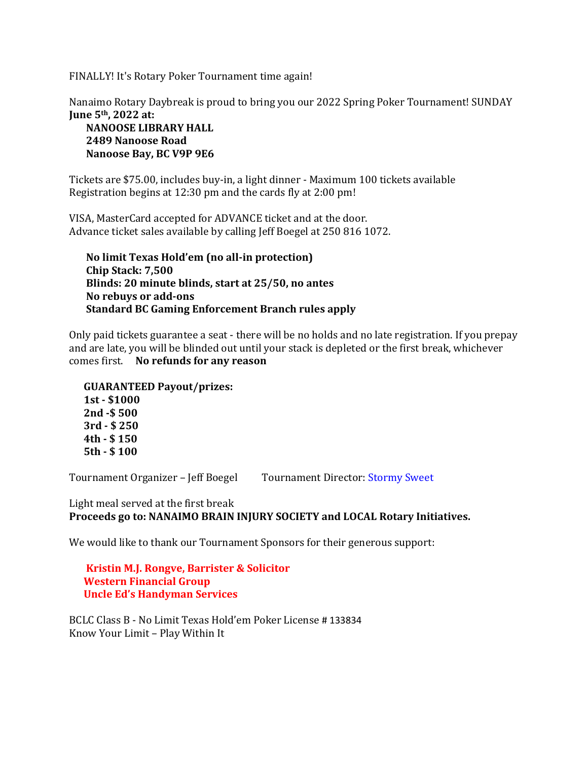FINALLY! It's Rotary Poker Tournament time again!

Nanaimo Rotary Daybreak is proud to bring you our 2022 Spring Poker Tournament! SUNDAY **June 5th, 2022 at:**

**NANOOSE LIBRARY HALL**
**2489 Nanoose Road**
**Nanoose Bay, BC V9P 9E6**

Tickets are $75.00, includes buy-in, a light dinner - Maximum 100 tickets available
Registration begins at 12:30 pm and the cards fly at 2:00 pm!

VISA, MasterCard accepted for ADVANCE ticket and at the door.
Advance ticket sales available by calling Jeff Boegel at 250 816 1072.

**No limit Texas Hold'em (no all-in protection)**
**Chip Stack: 7,500**
**Blinds: 20 minute blinds, start at 25/50, no antes**
**No rebuys or add-ons**
**Standard BC Gaming Enforcement Branch rules apply**

Only paid tickets guarantee a seat - there will be no holds and no late registration. If you prepay and are late, you will be blinded out until your stack is depleted or the first break, whichever comes first. **No refunds for any reason**

**GUARANTEED Payout/prizes:**
**1st - $1000**
**2nd -$ 500**
**3rd - $ 250**
**4th - $ 150**
**5th - $ 100**

Tournament Organizer – Jeff Boegel    Tournament Director: Stormy Sweet

Light meal served at the first break
**Proceeds go to: NANAIMO BRAIN INJURY SOCIETY and LOCAL Rotary Initiatives.**

We would like to thank our Tournament Sponsors for their generous support:

**Kristin M.J. Rongve, Barrister & Solicitor**
**Western Financial Group**
**Uncle Ed's Handyman Services**

BCLC Class B - No Limit Texas Hold'em Poker License # 133834
Know Your Limit – Play Within It